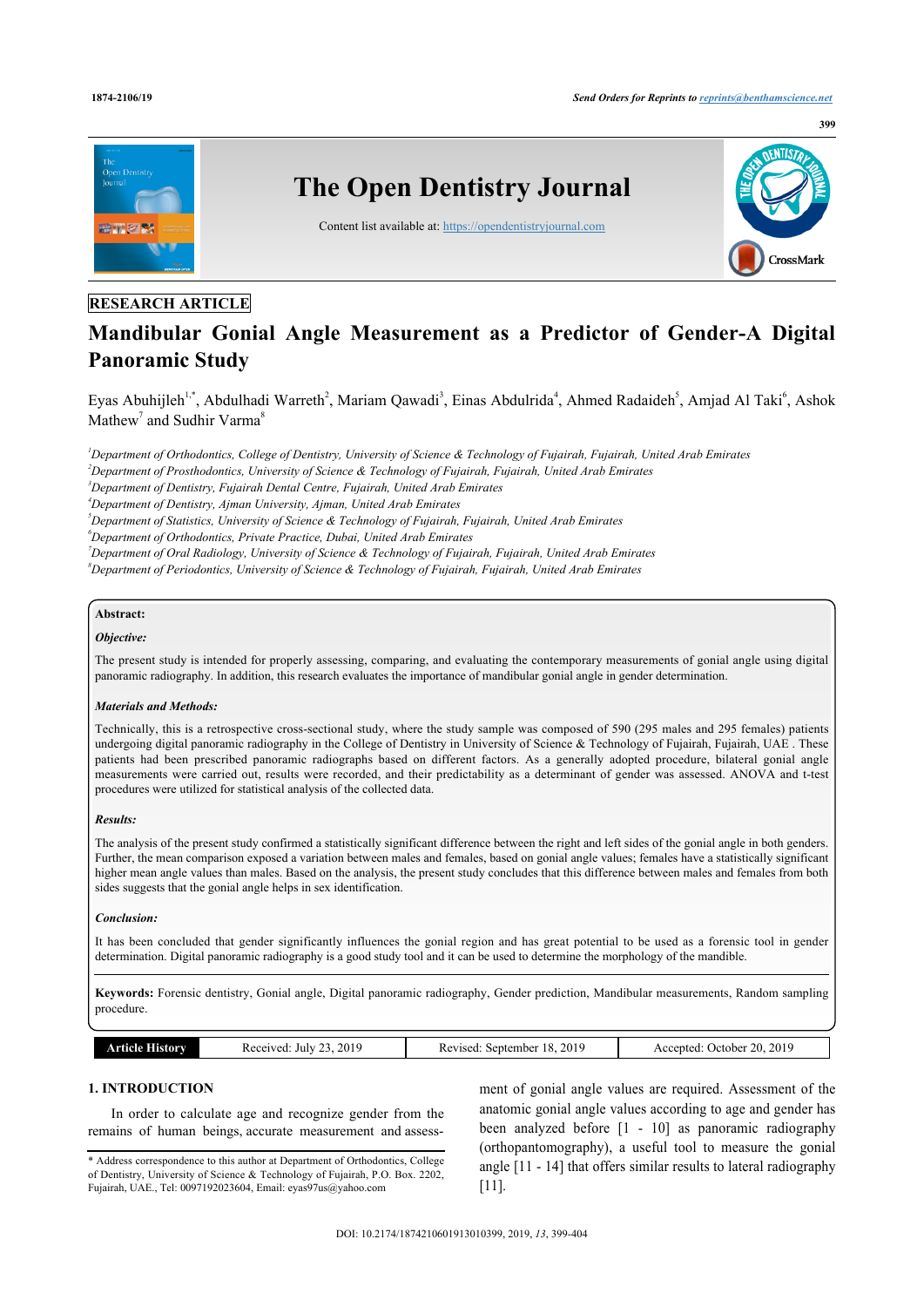RESEARCH ARTICLE

# Mandibular Gonial Angle Measurement as a Predictor of Gender-A Digital Panoramic Study

Eyas Abuhijleh[1,*], Abdulhadi Warreth[2], Mariam Qawadi[3], Einas Abdulrida[4], Ahmed Radaideh[5], Amjad Al Taki[6], Ashok Mathew[7] and Sudhir Varma[8]

[1]*Department of Orthodontics, College of Dentistry, University of Science & Technology of Fujairah, Fujairah, United Arab Emirates*
[2]*Department of Prosthodontics, University of Science & Technology of Fujairah, Fujairah, United Arab Emirates*
[3]*Department of Dentistry, Fujairah Dental Centre, Fujairah, United Arab Emirates*
[4]*Department of Dentistry, Ajman University, Ajman, United Arab Emirates*
[5]*Department of Statistics, University of Science & Technology of Fujairah, Fujairah, United Arab Emirates*
[6]*Department of Orthodontics, Private Practice, Dubai, United Arab Emirates*
[7]*Department of Oral Radiology, University of Science & Technology of Fujairah, Fujairah, United Arab Emirates*
[8]*Department of Periodontics, University of Science & Technology of Fujairah, Fujairah, United Arab Emirates*

**Abstract:**

***Objective:***

The present study is intended for properly assessing, comparing, and evaluating the contemporary measurements of gonial angle using digital panoramic radiography. In addition, this research evaluates the importance of mandibular gonial angle in gender determination.

***Materials and Methods:***

Technically, this is a retrospective cross-sectional study, where the study sample was composed of 590 (295 males and 295 females) patients undergoing digital panoramic radiography in the College of Dentistry in University of Science & Technology of Fujairah, Fujairah, UAE . These patients had been prescribed panoramic radiographs based on different factors. As a generally adopted procedure, bilateral gonial angle measurements were carried out, results were recorded, and their predictability as a determinant of gender was assessed. ANOVA and t-test procedures were utilized for statistical analysis of the collected data.

***Results:***

The analysis of the present study confirmed a statistically significant difference between the right and left sides of the gonial angle in both genders. Further, the mean comparison exposed a variation between males and females, based on gonial angle values; females have a statistically significant higher mean angle values than males. Based on the analysis, the present study concludes that this difference between males and females from both sides suggests that the gonial angle helps in sex identification.

***Conclusion:***

It has been concluded that gender significantly influences the gonial region and has great potential to be used as a forensic tool in gender determination. Digital panoramic radiography is a good study tool and it can be used to determine the morphology of the mandible.

**Keywords:** Forensic dentistry, Gonial angle, Digital panoramic radiography, Gender prediction, Mandibular measurements, Random sampling procedure.

| Article History | Received: July 23, 2019 | Revised: September 18, 2019 | Accepted: October 20, 2019 |
|---|---|---|---|

## 1. INTRODUCTION

In order to calculate age and recognize gender from the remains of human beings, accurate measurement and assessment of gonial angle values are required. Assessment of the anatomic gonial angle values according to age and gender has been analyzed before [1 - 10] as panoramic radiography (orthopantomography), a useful tool to measure the gonial angle [11 - 14] that offers similar results to lateral radiography [11].

\* Address correspondence to this author at Department of Orthodontics, College of Dentistry, University of Science & Technology of Fujairah, P.O. Box. 2202, Fujairah, UAE., Tel: 0097192023604, Email: eyas97us@yahoo.com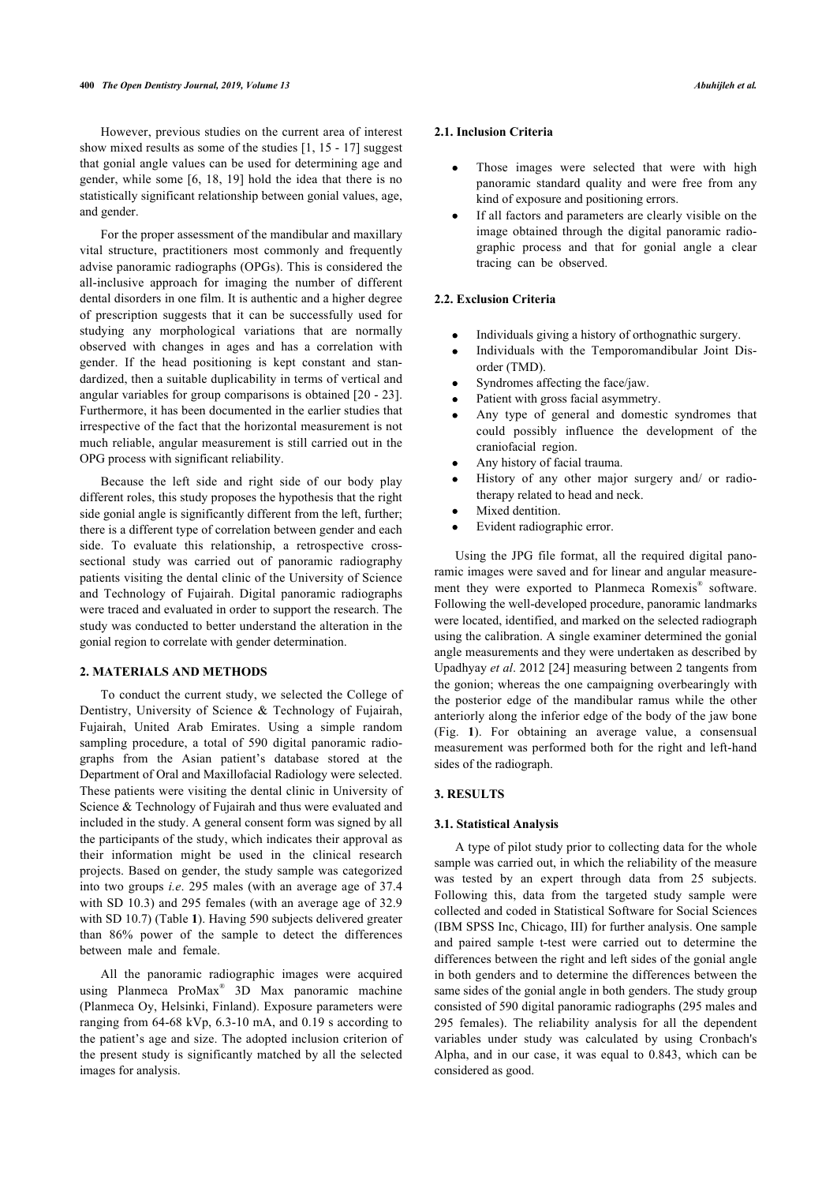However, previous studies on the current area of interest show mixed results as some of the studies [1, 15 - 17] suggest that gonial angle values can be used for determining age and gender, while some [6, 18, 19] hold the idea that there is no statistically significant relationship between gonial values, age, and gender.

For the proper assessment of the mandibular and maxillary vital structure, practitioners most commonly and frequently advise panoramic radiographs (OPGs). This is considered the all-inclusive approach for imaging the number of different dental disorders in one film. It is authentic and a higher degree of prescription suggests that it can be successfully used for studying any morphological variations that are normally observed with changes in ages and has a correlation with gender. If the head positioning is kept constant and standardized, then a suitable duplicability in terms of vertical and angular variables for group comparisons is obtained [20 - 23]. Furthermore, it has been documented in the earlier studies that irrespective of the fact that the horizontal measurement is not much reliable, angular measurement is still carried out in the OPG process with significant reliability.

Because the left side and right side of our body play different roles, this study proposes the hypothesis that the right side gonial angle is significantly different from the left, further; there is a different type of correlation between gender and each side. To evaluate this relationship, a retrospective cross-sectional study was carried out of panoramic radiography patients visiting the dental clinic of the University of Science and Technology of Fujairah. Digital panoramic radiographs were traced and evaluated in order to support the research. The study was conducted to better understand the alteration in the gonial region to correlate with gender determination.

## 2. MATERIALS AND METHODS

To conduct the current study, we selected the College of Dentistry, University of Science & Technology of Fujairah, Fujairah, United Arab Emirates. Using a simple random sampling procedure, a total of 590 digital panoramic radiographs from the Asian patient's database stored at the Department of Oral and Maxillofacial Radiology were selected. These patients were visiting the dental clinic in University of Science & Technology of Fujairah and thus were evaluated and included in the study. A general consent form was signed by all the participants of the study, which indicates their approval as their information might be used in the clinical research projects. Based on gender, the study sample was categorized into two groups *i.e.* 295 males (with an average age of 37.4 with SD 10.3) and 295 females (with an average age of 32.9 with SD 10.7) (Table **1**). Having 590 subjects delivered greater than 86% power of the sample to detect the differences between male and female.

All the panoramic radiographic images were acquired using Planmeca ProMax® 3D Max panoramic machine (Planmeca Oy, Helsinki, Finland). Exposure parameters were ranging from 64-68 kVp, 6.3-10 mA, and 0.19 s according to the patient's age and size. The adopted inclusion criterion of the present study is significantly matched by all the selected images for analysis.

### 2.1. Inclusion Criteria

- Those images were selected that were with high panoramic standard quality and were free from any kind of exposure and positioning errors.
- If all factors and parameters are clearly visible on the image obtained through the digital panoramic radiographic process and that for gonial angle a clear tracing can be observed.

### 2.2. Exclusion Criteria

- Individuals giving a history of orthognathic surgery.
- Individuals with the Temporomandibular Joint Disorder (TMD).
- Syndromes affecting the face/jaw.
- Patient with gross facial asymmetry.
- Any type of general and domestic syndromes that could possibly influence the development of the craniofacial region.
- Any history of facial trauma.
- History of any other major surgery and/ or radiotherapy related to head and neck.
- Mixed dentition.
- Evident radiographic error.

Using the JPG file format, all the required digital panoramic images were saved and for linear and angular measurement they were exported to Planmeca Romexis® software. Following the well-developed procedure, panoramic landmarks were located, identified, and marked on the selected radiograph using the calibration. A single examiner determined the gonial angle measurements and they were undertaken as described by Upadhyay *et al*. 2012 [24] measuring between 2 tangents from the gonion; whereas the one campaigning overbearingly with the posterior edge of the mandibular ramus while the other anteriorly along the inferior edge of the body of the jaw bone (Fig. **1**). For obtaining an average value, a consensual measurement was performed both for the right and left-hand sides of the radiograph.

## 3. RESULTS

### 3.1. Statistical Analysis

A type of pilot study prior to collecting data for the whole sample was carried out, in which the reliability of the measure was tested by an expert through data from 25 subjects. Following this, data from the targeted study sample were collected and coded in Statistical Software for Social Sciences (IBM SPSS Inc, Chicago, III) for further analysis. One sample and paired sample t-test were carried out to determine the differences between the right and left sides of the gonial angle in both genders and to determine the differences between the same sides of the gonial angle in both genders. The study group consisted of 590 digital panoramic radiographs (295 males and 295 females). The reliability analysis for all the dependent variables under study was calculated by using Cronbach's Alpha, and in our case, it was equal to 0.843, which can be considered as good.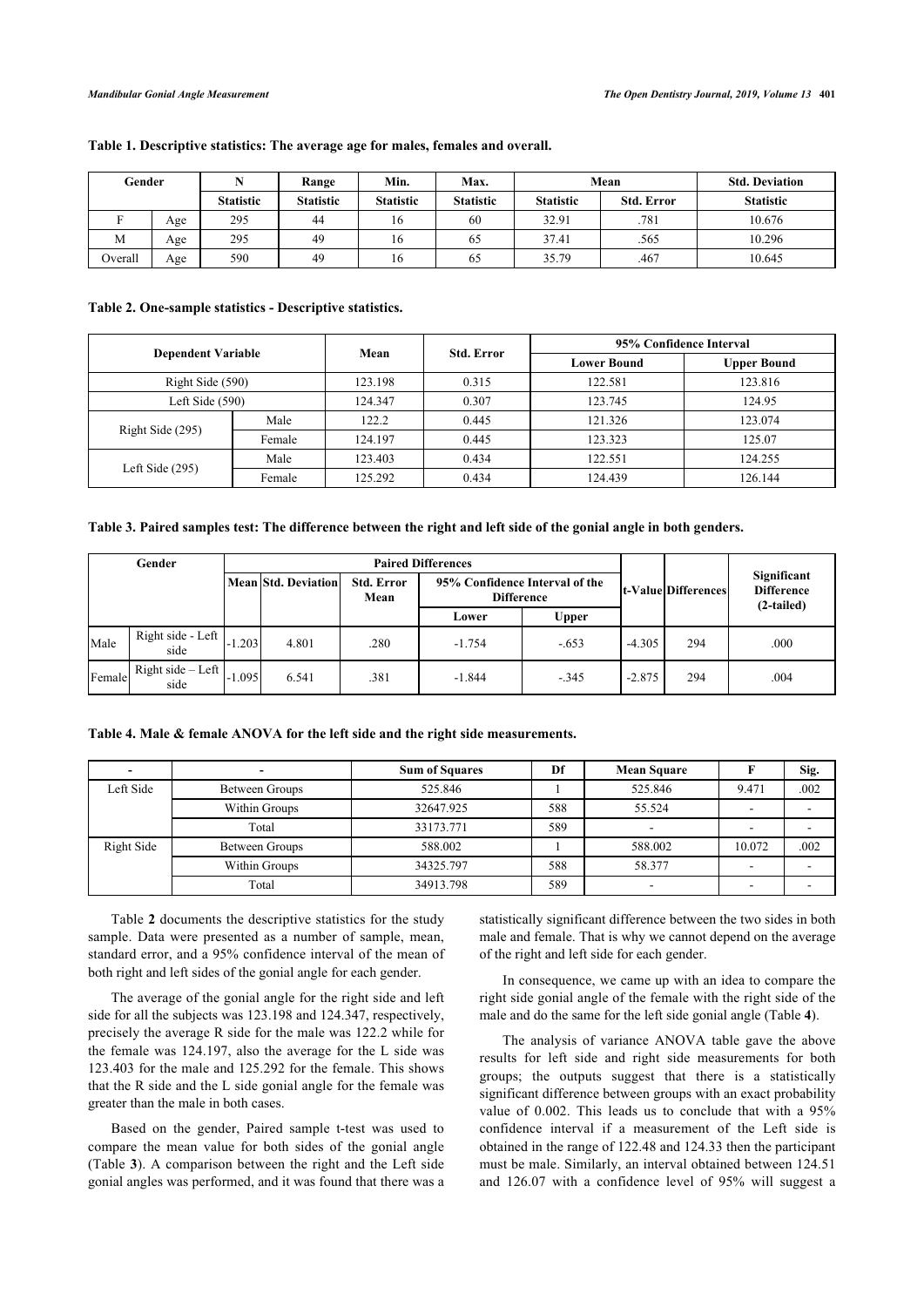**Table 1. Descriptive statistics: The average age for males, females and overall.**

| Gender | | N | Range | Min. | Max. | Mean | | Std. Deviation |
|---|---|---|---|---|---|---|---|---|
| | | Statistic | Statistic | Statistic | Statistic | Statistic | Std. Error | Statistic |
| F | Age | 295 | 44 | 16 | 60 | 32.91 | .781 | 10.676 |
| M | Age | 295 | 49 | 16 | 65 | 37.41 | .565 | 10.296 |
| Overall | Age | 590 | 49 | 16 | 65 | 35.79 | .467 | 10.645 |

**Table 2. One-sample statistics - Descriptive statistics.**

| Dependent Variable | | Mean | Std. Error | 95% Confidence Interval | |
|---|---|---|---|---|---|
| | | | | Lower Bound | Upper Bound |
| Right Side (590) | | 123.198 | 0.315 | 122.581 | 123.816 |
| Left Side (590) | | 124.347 | 0.307 | 123.745 | 124.95 |
| Right Side (295) | Male | 122.2 | 0.445 | 121.326 | 123.074 |
| | Female | 124.197 | 0.445 | 123.323 | 125.07 |
| Left Side (295) | Male | 123.403 | 0.434 | 122.551 | 124.255 |
| | Female | 125.292 | 0.434 | 124.439 | 126.144 |

**Table 3. Paired samples test: The difference between the right and left side of the gonial angle in both genders.**

| Gender | | Paired Differences | | | | | t-Value | Differences | Significant Difference (2-tailed) |
|---|---|---|---|---|---|---|---|---|---|
| | | Mean | Std. Deviation | Std. Error Mean | 95% Confidence Interval of the Difference | | | | |
| | | | | | Lower | Upper | | | |
| Male | Right side - Left side | -1.203 | 4.801 | .280 | -1.754 | -.653 | -4.305 | 294 | .000 |
| Female | Right side – Left side | -1.095 | 6.541 | .381 | -1.844 | -.345 | -2.875 | 294 | .004 |

**Table 4. Male & female ANOVA for the left side and the right side measurements.**

| - | - | Sum of Squares | Df | Mean Square | F | Sig. |
|---|---|---|---|---|---|---|
| Left Side | Between Groups | 525.846 | 1 | 525.846 | 9.471 | .002 |
| | Within Groups | 32647.925 | 588 | 55.524 | - | - |
| | Total | 33173.771 | 589 | - | - | - |
| Right Side | Between Groups | 588.002 | 1 | 588.002 | 10.072 | .002 |
| | Within Groups | 34325.797 | 588 | 58.377 | - | - |
| | Total | 34913.798 | 589 | - | - | - |

Table **2** documents the descriptive statistics for the study sample. Data were presented as a number of sample, mean, standard error, and a 95% confidence interval of the mean of both right and left sides of the gonial angle for each gender.

The average of the gonial angle for the right side and left side for all the subjects was 123.198 and 124.347, respectively, precisely the average R side for the male was 122.2 while for the female was 124.197, also the average for the L side was 123.403 for the male and 125.292 for the female. This shows that the R side and the L side gonial angle for the female was greater than the male in both cases.

Based on the gender, Paired sample t-test was used to compare the mean value for both sides of the gonial angle (Table **3**). A comparison between the right and the Left side gonial angles was performed, and it was found that there was a statistically significant difference between the two sides in both male and female. That is why we cannot depend on the average of the right and left side for each gender.

In consequence, we came up with an idea to compare the right side gonial angle of the female with the right side of the male and do the same for the left side gonial angle (Table **4**).

The analysis of variance ANOVA table gave the above results for left side and right side measurements for both groups; the outputs suggest that there is a statistically significant difference between groups with an exact probability value of 0.002. This leads us to conclude that with a 95% confidence interval if a measurement of the Left side is obtained in the range of 122.48 and 124.33 then the participant must be male. Similarly, an interval obtained between 124.51 and 126.07 with a confidence level of 95% will suggest a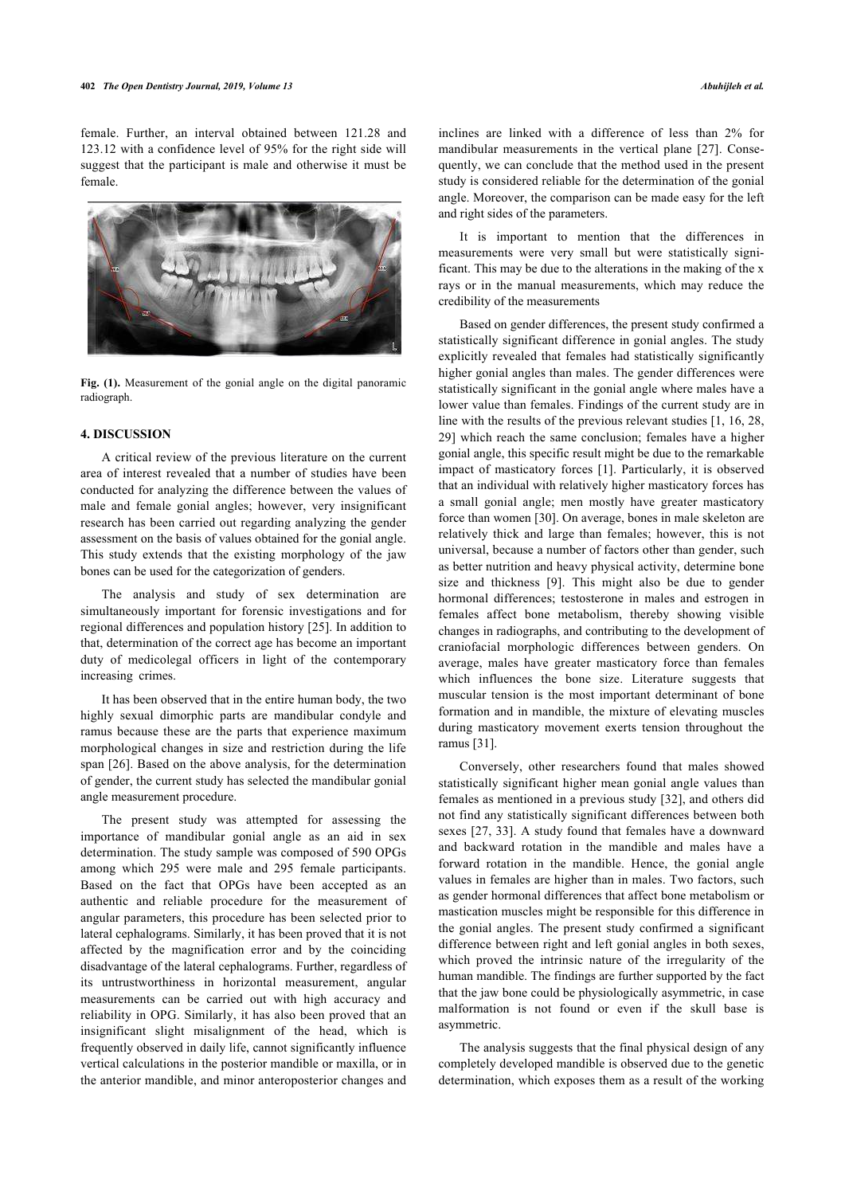female. Further, an interval obtained between 121.28 and 123.12 with a confidence level of 95% for the right side will suggest that the participant is male and otherwise it must be female.

**Fig. (1).** Measurement of the gonial angle on the digital panoramic radiograph.

## 4. DISCUSSION

A critical review of the previous literature on the current area of interest revealed that a number of studies have been conducted for analyzing the difference between the values of male and female gonial angles; however, very insignificant research has been carried out regarding analyzing the gender assessment on the basis of values obtained for the gonial angle. This study extends that the existing morphology of the jaw bones can be used for the categorization of genders.

The analysis and study of sex determination are simultaneously important for forensic investigations and for regional differences and population history [25]. In addition to that, determination of the correct age has become an important duty of medicolegal officers in light of the contemporary increasing crimes.

It has been observed that in the entire human body, the two highly sexual dimorphic parts are mandibular condyle and ramus because these are the parts that experience maximum morphological changes in size and restriction during the life span [26]. Based on the above analysis, for the determination of gender, the current study has selected the mandibular gonial angle measurement procedure.

The present study was attempted for assessing the importance of mandibular gonial angle as an aid in sex determination. The study sample was composed of 590 OPGs among which 295 were male and 295 female participants. Based on the fact that OPGs have been accepted as an authentic and reliable procedure for the measurement of angular parameters, this procedure has been selected prior to lateral cephalograms. Similarly, it has been proved that it is not affected by the magnification error and by the coinciding disadvantage of the lateral cephalograms. Further, regardless of its untrustworthiness in horizontal measurement, angular measurements can be carried out with high accuracy and reliability in OPG. Similarly, it has also been proved that an insignificant slight misalignment of the head, which is frequently observed in daily life, cannot significantly influence vertical calculations in the posterior mandible or maxilla, or in the anterior mandible, and minor anteroposterior changes and inclines are linked with a difference of less than 2% for mandibular measurements in the vertical plane [27]. Consequently, we can conclude that the method used in the present study is considered reliable for the determination of the gonial angle. Moreover, the comparison can be made easy for the left and right sides of the parameters.

It is important to mention that the differences in measurements were very small but were statistically significant. This may be due to the alterations in the making of the x rays or in the manual measurements, which may reduce the credibility of the measurements

Based on gender differences, the present study confirmed a statistically significant difference in gonial angles. The study explicitly revealed that females had statistically significantly higher gonial angles than males. The gender differences were statistically significant in the gonial angle where males have a lower value than females. Findings of the current study are in line with the results of the previous relevant studies [1, 16, 28, 29] which reach the same conclusion; females have a higher gonial angle, this specific result might be due to the remarkable impact of masticatory forces [1]. Particularly, it is observed that an individual with relatively higher masticatory forces has a small gonial angle; men mostly have greater masticatory force than women [30]. On average, bones in male skeleton are relatively thick and large than females; however, this is not universal, because a number of factors other than gender, such as better nutrition and heavy physical activity, determine bone size and thickness [9]. This might also be due to gender hormonal differences; testosterone in males and estrogen in females affect bone metabolism, thereby showing visible changes in radiographs, and contributing to the development of craniofacial morphologic differences between genders. On average, males have greater masticatory force than females which influences the bone size. Literature suggests that muscular tension is the most important determinant of bone formation and in mandible, the mixture of elevating muscles during masticatory movement exerts tension throughout the ramus [31].

Conversely, other researchers found that males showed statistically significant higher mean gonial angle values than females as mentioned in a previous study [32], and others did not find any statistically significant differences between both sexes [27, 33]. A study found that females have a downward and backward rotation in the mandible and males have a forward rotation in the mandible. Hence, the gonial angle values in females are higher than in males. Two factors, such as gender hormonal differences that affect bone metabolism or mastication muscles might be responsible for this difference in the gonial angles. The present study confirmed a significant difference between right and left gonial angles in both sexes, which proved the intrinsic nature of the irregularity of the human mandible. The findings are further supported by the fact that the jaw bone could be physiologically asymmetric, in case malformation is not found or even if the skull base is asymmetric.

The analysis suggests that the final physical design of any completely developed mandible is observed due to the genetic determination, which exposes them as a result of the working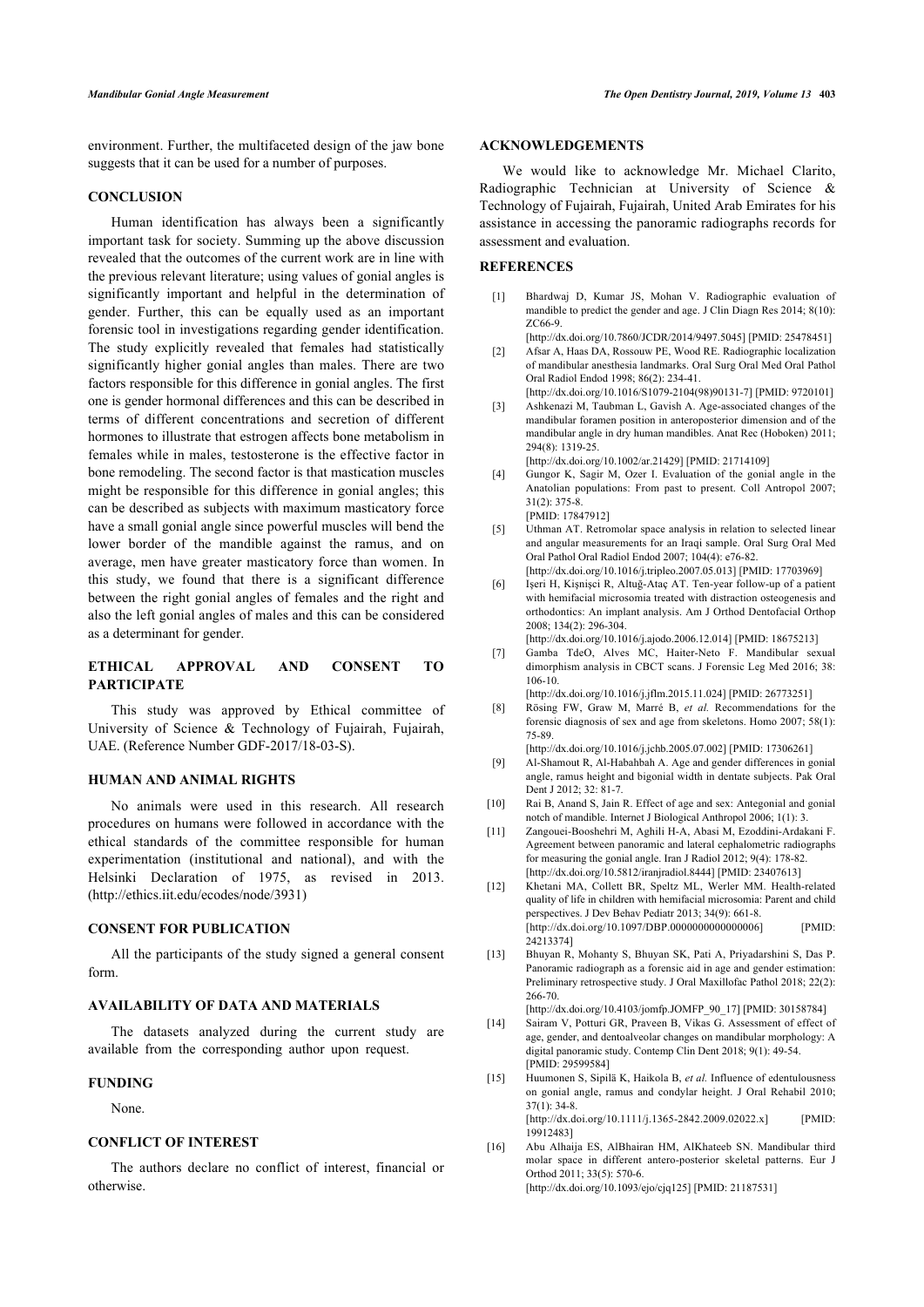environment. Further, the multifaceted design of the jaw bone suggests that it can be used for a number of purposes.

## CONCLUSION

Human identification has always been a significantly important task for society. Summing up the above discussion revealed that the outcomes of the current work are in line with the previous relevant literature; using values of gonial angles is significantly important and helpful in the determination of gender. Further, this can be equally used as an important forensic tool in investigations regarding gender identification. The study explicitly revealed that females had statistically significantly higher gonial angles than males. There are two factors responsible for this difference in gonial angles. The first one is gender hormonal differences and this can be described in terms of different concentrations and secretion of different hormones to illustrate that estrogen affects bone metabolism in females while in males, testosterone is the effective factor in bone remodeling. The second factor is that mastication muscles might be responsible for this difference in gonial angles; this can be described as subjects with maximum masticatory force have a small gonial angle since powerful muscles will bend the lower border of the mandible against the ramus, and on average, men have greater masticatory force than women. In this study, we found that there is a significant difference between the right gonial angles of females and the right and also the left gonial angles of males and this can be considered as a determinant for gender.

## ETHICAL APPROVAL AND CONSENT TO PARTICIPATE

This study was approved by Ethical committee of University of Science & Technology of Fujairah, Fujairah, UAE. (Reference Number GDF-2017/18-03-S).

## HUMAN AND ANIMAL RIGHTS

No animals were used in this research. All research procedures on humans were followed in accordance with the ethical standards of the committee responsible for human experimentation (institutional and national), and with the Helsinki Declaration of 1975, as revised in 2013. (http://ethics.iit.edu/ecodes/node/3931)

## CONSENT FOR PUBLICATION

All the participants of the study signed a general consent form.

## AVAILABILITY OF DATA AND MATERIALS

The datasets analyzed during the current study are available from the corresponding author upon request.

## FUNDING

None.

## CONFLICT OF INTEREST

The authors declare no conflict of interest, financial or otherwise.

## ACKNOWLEDGEMENTS

We would like to acknowledge Mr. Michael Clarito, Radiographic Technician at University of Science & Technology of Fujairah, Fujairah, United Arab Emirates for his assistance in accessing the panoramic radiographs records for assessment and evaluation.

## REFERENCES

[1] Bhardwaj D, Kumar JS, Mohan V. Radiographic evaluation of mandible to predict the gender and age. J Clin Diagn Res 2014; 8(10): ZC66-9. [http://dx.doi.org/10.7860/JCDR/2014/9497.5045] [PMID: 25478451]

[2] Afsar A, Haas DA, Rossouw PE, Wood RE. Radiographic localization of mandibular anesthesia landmarks. Oral Surg Oral Med Oral Pathol Oral Radiol Endod 1998; 86(2): 234-41. [http://dx.doi.org/10.1016/S1079-2104(98)90131-7] [PMID: 9720101]

[3] Ashkenazi M, Taubman L, Gavish A. Age-associated changes of the mandibular foramen position in anteroposterior dimension and of the mandibular angle in dry human mandibles. Anat Rec (Hoboken) 2011; 294(8): 1319-25. [http://dx.doi.org/10.1002/ar.21429] [PMID: 21714109]

[4] Gungor K, Sagir M, Ozer I. Evaluation of the gonial angle in the Anatolian populations: From past to present. Coll Antropol 2007; 31(2): 375-8. [PMID: 17847912]

[5] Uthman AT. Retromolar space analysis in relation to selected linear and angular measurements for an Iraqi sample. Oral Surg Oral Med Oral Pathol Oral Radiol Endod 2007; 104(4): e76-82. [http://dx.doi.org/10.1016/j.tripleo.2007.05.013] [PMID: 17703969]

[6] Işeri H, Kişnişci R, Altuğ-Ataç AT. Ten-year follow-up of a patient with hemifacial microsomia treated with distraction osteogenesis and orthodontics: An implant analysis. Am J Orthod Dentofacial Orthop 2008; 134(2): 296-304. [http://dx.doi.org/10.1016/j.ajodo.2006.12.014] [PMID: 18675213]

[7] Gamba TdeO, Alves MC, Haiter-Neto F. Mandibular sexual dimorphism analysis in CBCT scans. J Forensic Leg Med 2016; 38: 106-10. [http://dx.doi.org/10.1016/j.jflm.2015.11.024] [PMID: 26773251]

[8] Rösing FW, Graw M, Marré B, *et al.* Recommendations for the forensic diagnosis of sex and age from skeletons. Homo 2007; 58(1): 75-89. [http://dx.doi.org/10.1016/j.jchb.2005.07.002] [PMID: 17306261]

[9] Al-Shamout R, Al-Habahbah A. Age and gender differences in gonial angle, ramus height and bigonial width in dentate subjects. Pak Oral Dent J 2012; 32: 81-7.

[10] Rai B, Anand S, Jain R. Effect of age and sex: Antegonial and gonial notch of mandible. Internet J Biological Anthropol 2006; 1(1): 3.

[11] Zangouei-Booshehri M, Aghili H-A, Abasi M, Ezoddini-Ardakani F. Agreement between panoramic and lateral cephalometric radiographs for measuring the gonial angle. Iran J Radiol 2012; 9(4): 178-82. [http://dx.doi.org/10.5812/iranjradiol.8444] [PMID: 23407613]

[12] Khetani MA, Collett BR, Speltz ML, Werler MM. Health-related quality of life in children with hemifacial microsomia: Parent and child perspectives. J Dev Behav Pediatr 2013; 34(9): 661-8. [http://dx.doi.org/10.1097/DBP.0000000000000006] [PMID: 24213374]

[13] Bhuyan R, Mohanty S, Bhuyan SK, Pati A, Priyadarshini S, Das P. Panoramic radiograph as a forensic aid in age and gender estimation: Preliminary retrospective study. J Oral Maxillofac Pathol 2018; 22(2): 266-70. [http://dx.doi.org/10.4103/jomfp.JOMFP_90_17] [PMID: 30158784]

[14] Sairam V, Potturi GR, Praveen B, Vikas G. Assessment of effect of age, gender, and dentoalveolar changes on mandibular morphology: A digital panoramic study. Contemp Clin Dent 2018; 9(1): 49-54. [PMID: 29599584]

[15] Huumonen S, Sipilä K, Haikola B, *et al.* Influence of edentulousness on gonial angle, ramus and condylar height. J Oral Rehabil 2010; 37(1): 34-8. [http://dx.doi.org/10.1111/j.1365-2842.2009.02022.x] [PMID: 19912483]

[16] Abu Alhaija ES, AlBhairan HM, AlKhateeb SN. Mandibular third molar space in different antero-posterior skeletal patterns. Eur J Orthod 2011; 33(5): 570-6. [http://dx.doi.org/10.1093/ejo/cjq125] [PMID: 21187531]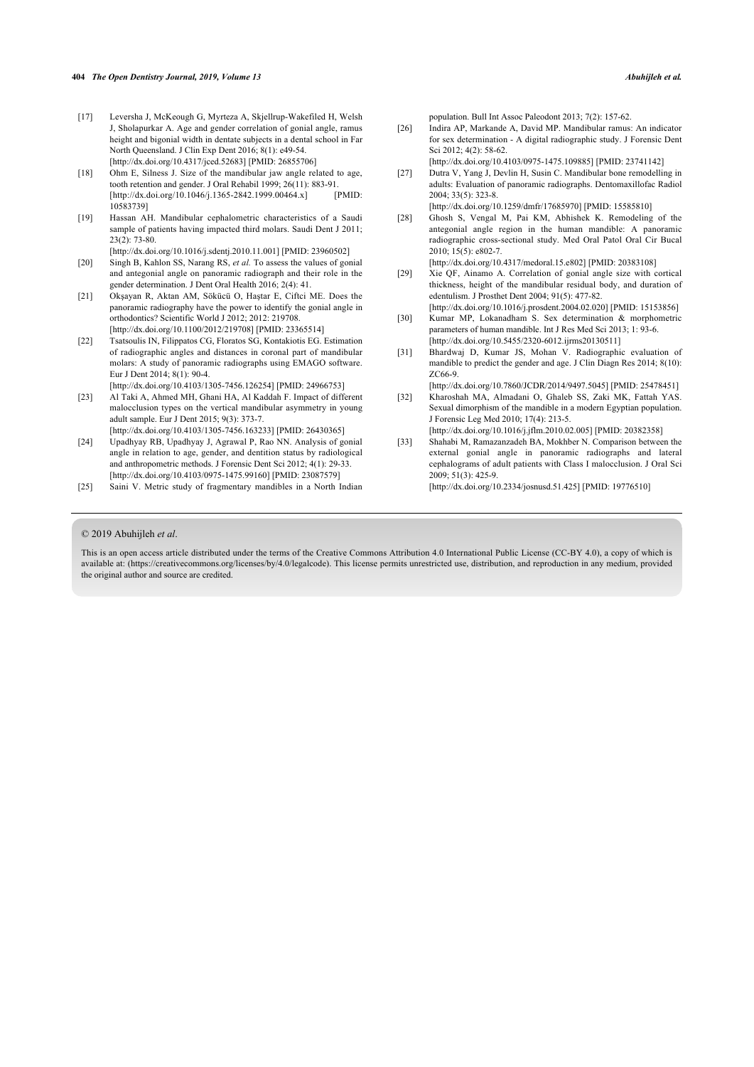[17] Leversha J, McKeough G, Myrteza A, Skjellrup-Wakefiled H, Welsh J, Sholapurkar A. Age and gender correlation of gonial angle, ramus height and bigonial width in dentate subjects in a dental school in Far North Queensland. J Clin Exp Dent 2016; 8(1): e49-54. [http://dx.doi.org/10.4317/jced.52683] [PMID: 26855706]

[18] Ohm E, Silness J. Size of the mandibular jaw angle related to age, tooth retention and gender. J Oral Rehabil 1999; 26(11): 883-91. [http://dx.doi.org/10.1046/j.1365-2842.1999.00464.x] [PMID: 10583739]

[19] Hassan AH. Mandibular cephalometric characteristics of a Saudi sample of patients having impacted third molars. Saudi Dent J 2011; 23(2): 73-80. [http://dx.doi.org/10.1016/j.sdentj.2010.11.001] [PMID: 23960502]

[20] Singh B, Kahlon SS, Narang RS, *et al.* To assess the values of gonial and antegonial angle on panoramic radiograph and their role in the gender determination. J Dent Oral Health 2016; 2(4): 41.

[21] Okşayan R, Aktan AM, Sökücü O, Haştar E, Ciftci ME. Does the panoramic radiography have the power to identify the gonial angle in orthodontics? Scientific World J 2012; 2012: 219708. [http://dx.doi.org/10.1100/2012/219708] [PMID: 23365514]

[22] Tsatsoulis IN, Filippatos CG, Floratos SG, Kontakiotis EG. Estimation of radiographic angles and distances in coronal part of mandibular molars: A study of panoramic radiographs using EMAGO software. Eur J Dent 2014; 8(1): 90-4. [http://dx.doi.org/10.4103/1305-7456.126254] [PMID: 24966753]

[23] Al Taki A, Ahmed MH, Ghani HA, Al Kaddah F. Impact of different malocclusion types on the vertical mandibular asymmetry in young adult sample. Eur J Dent 2015; 9(3): 373-7. [http://dx.doi.org/10.4103/1305-7456.163233] [PMID: 26430365]

[24] Upadhyay RB, Upadhyay J, Agrawal P, Rao NN. Analysis of gonial angle in relation to age, gender, and dentition status by radiological and anthropometric methods. J Forensic Dent Sci 2012; 4(1): 29-33. [http://dx.doi.org/10.4103/0975-1475.99160] [PMID: 23087579]

[25] Saini V. Metric study of fragmentary mandibles in a North Indian population. Bull Int Assoc Paleodont 2013; 7(2): 157-62.

[26] Indira AP, Markande A, David MP. Mandibular ramus: An indicator for sex determination - A digital radiographic study. J Forensic Dent Sci 2012; 4(2): 58-62. [http://dx.doi.org/10.4103/0975-1475.109885] [PMID: 23741142]

[27] Dutra V, Yang J, Devlin H, Susin C. Mandibular bone remodelling in adults: Evaluation of panoramic radiographs. Dentomaxillofac Radiol 2004; 33(5): 323-8. [http://dx.doi.org/10.1259/dmfr/17685970] [PMID: 15585810]

[28] Ghosh S, Vengal M, Pai KM, Abhishek K. Remodeling of the antegonial angle region in the human mandible: A panoramic radiographic cross-sectional study. Med Oral Patol Oral Cir Bucal 2010; 15(5): e802-7. [http://dx.doi.org/10.4317/medoral.15.e802] [PMID: 20383108]

[29] Xie QF, Ainamo A. Correlation of gonial angle size with cortical thickness, height of the mandibular residual body, and duration of edentulism. J Prosthet Dent 2004; 91(5): 477-82. [http://dx.doi.org/10.1016/j.prosdent.2004.02.020] [PMID: 15153856]

[30] Kumar MP, Lokanadham S. Sex determination & morphometric parameters of human mandible. Int J Res Med Sci 2013; 1: 93-6. [http://dx.doi.org/10.5455/2320-6012.ijrms20130511]

[31] Bhardwaj D, Kumar JS, Mohan V. Radiographic evaluation of mandible to predict the gender and age. J Clin Diagn Res 2014; 8(10): ZC66-9. [http://dx.doi.org/10.7860/JCDR/2014/9497.5045] [PMID: 25478451]

[32] Kharoshah MA, Almadani O, Ghaleb SS, Zaki MK, Fattah YAS. Sexual dimorphism of the mandible in a modern Egyptian population. J Forensic Leg Med 2010; 17(4): 213-5. [http://dx.doi.org/10.1016/j.jflm.2010.02.005] [PMID: 20382358]

[33] Shahabi M, Ramazanzadeh BA, Mokhber N. Comparison between the external gonial angle in panoramic radiographs and lateral cephalograms of adult patients with Class I malocclusion. J Oral Sci 2009; 51(3): 425-9. [http://dx.doi.org/10.2334/josnusd.51.425] [PMID: 19776510]

---

© 2019 Abuhijleh *et al*.

This is an open access article distributed under the terms of the Creative Commons Attribution 4.0 International Public License (CC-BY 4.0), a copy of which is available at: (https://creativecommons.org/licenses/by/4.0/legalcode). This license permits unrestricted use, distribution, and reproduction in any medium, provided the original author and source are credited.